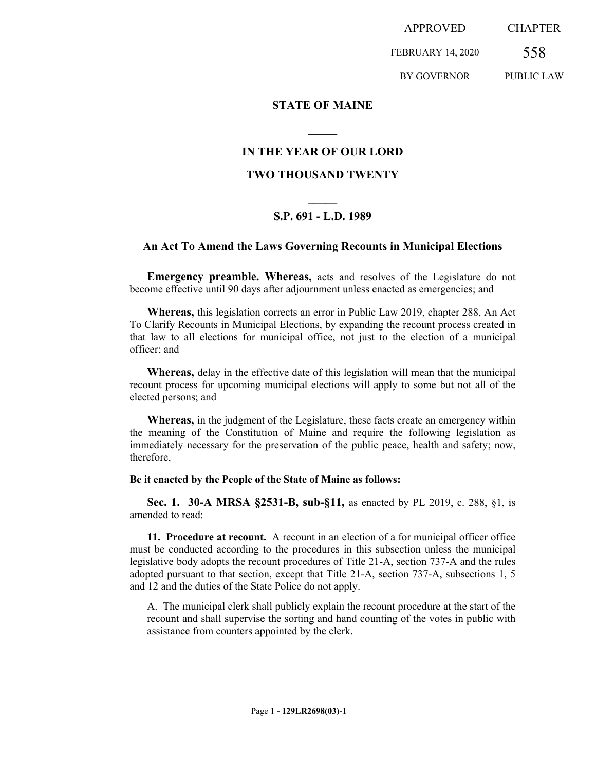APPROVED FEBRUARY 14, 2020 BY GOVERNOR

CHAPTER 558 PUBLIC LAW

# STATE OF MAINE

## IN THE YEAR OF OUR LORD

## TWO THOUSAND TWENTY

## S.P. 691 - L.D. 1989

## An Act To Amend the Laws Governing Recounts in Municipal Elections

**Emergency preamble. Whereas,** acts and resolves of the Legislature do not become effective until 90 days after adjournment unless enacted as emergencies; and

**Whereas,** this legislation corrects an error in Public Law 2019, chapter 288, An Act To Clarify Recounts in Municipal Elections, by expanding the recount process created in that law to all elections for municipal office, not just to the election of a municipal officer; and

**Whereas,** delay in the effective date of this legislation will mean that the municipal recount process for upcoming municipal elections will apply to some but not all of the elected persons; and

**Whereas,** in the judgment of the Legislature, these facts create an emergency within the meaning of the Constitution of Maine and require the following legislation as immediately necessary for the preservation of the public peace, health and safety; now, therefore,

**Be it enacted by the People of the State of Maine as follows:**

**Sec. 1. 30-A MRSA §2531-B, sub-§11,** as enacted by PL 2019, c. 288, §1, is amended to read:

**11. Procedure at recount.** A recount in an election ~~of a~~ for municipal ~~officer~~ office must be conducted according to the procedures in this subsection unless the municipal legislative body adopts the recount procedures of Title 21-A, section 737-A and the rules adopted pursuant to that section, except that Title 21-A, section 737-A, subsections 1, 5 and 12 and the duties of the State Police do not apply.

A. The municipal clerk shall publicly explain the recount procedure at the start of the recount and shall supervise the sorting and hand counting of the votes in public with assistance from counters appointed by the clerk.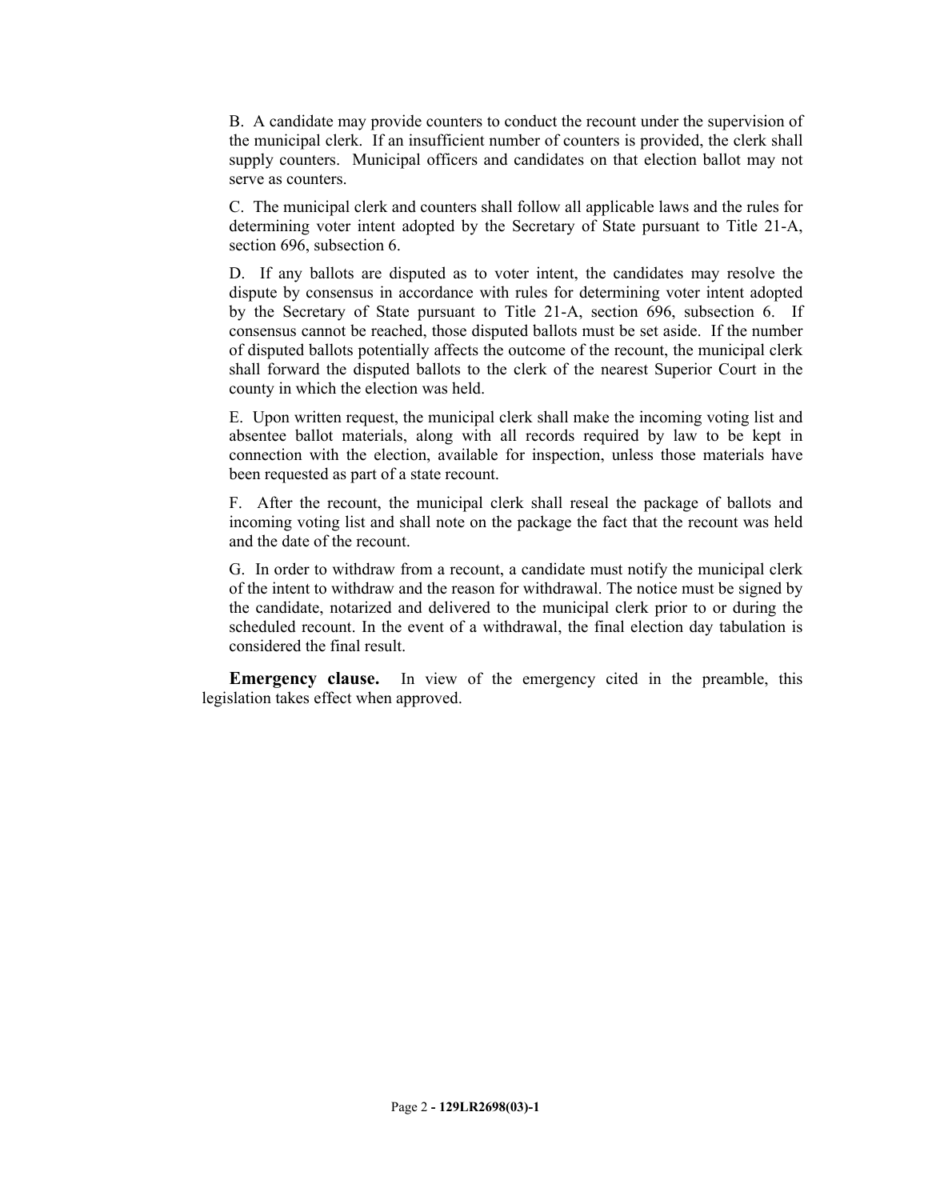B. A candidate may provide counters to conduct the recount under the supervision of the municipal clerk. If an insufficient number of counters is provided, the clerk shall supply counters. Municipal officers and candidates on that election ballot may not serve as counters.

C. The municipal clerk and counters shall follow all applicable laws and the rules for determining voter intent adopted by the Secretary of State pursuant to Title 21-A, section 696, subsection 6.

D. If any ballots are disputed as to voter intent, the candidates may resolve the dispute by consensus in accordance with rules for determining voter intent adopted by the Secretary of State pursuant to Title 21-A, section 696, subsection 6. If consensus cannot be reached, those disputed ballots must be set aside. If the number of disputed ballots potentially affects the outcome of the recount, the municipal clerk shall forward the disputed ballots to the clerk of the nearest Superior Court in the county in which the election was held.

E. Upon written request, the municipal clerk shall make the incoming voting list and absentee ballot materials, along with all records required by law to be kept in connection with the election, available for inspection, unless those materials have been requested as part of a state recount.

F. After the recount, the municipal clerk shall reseal the package of ballots and incoming voting list and shall note on the package the fact that the recount was held and the date of the recount.

G. In order to withdraw from a recount, a candidate must notify the municipal clerk of the intent to withdraw and the reason for withdrawal. The notice must be signed by the candidate, notarized and delivered to the municipal clerk prior to or during the scheduled recount. In the event of a withdrawal, the final election day tabulation is considered the final result.

**Emergency clause.** In view of the emergency cited in the preamble, this legislation takes effect when approved.